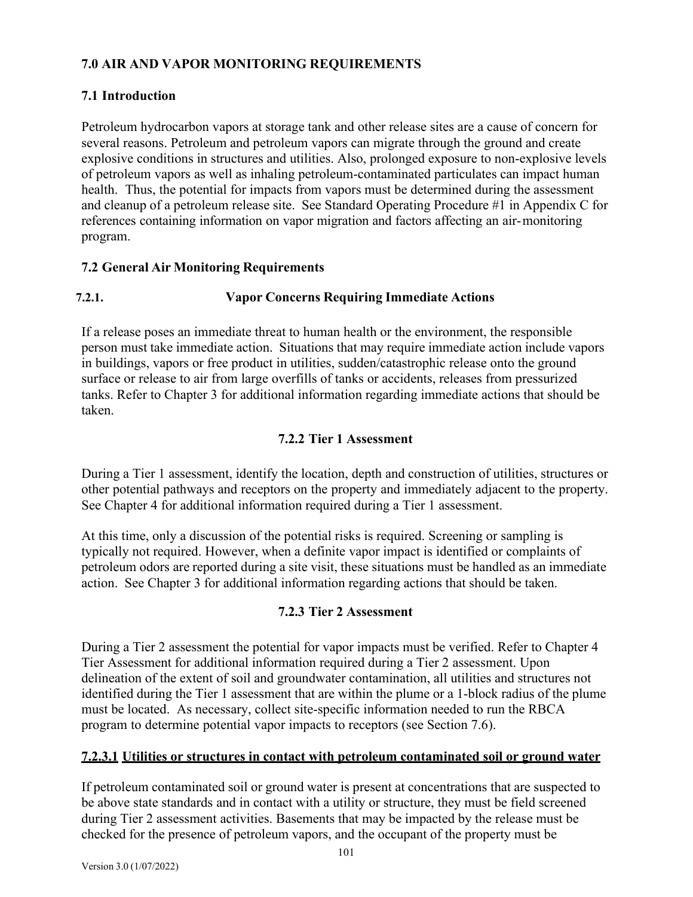# 7.0 AIR AND VAPOR MONITORING REQUIREMENTS

## 7.1 Introduction

Petroleum hydrocarbon vapors at storage tank and other release sites are a cause of concern for several reasons. Petroleum and petroleum vapors can migrate through the ground and create explosive conditions in structures and utilities. Also, prolonged exposure to non-explosive levels of petroleum vapors as well as inhaling petroleum-contaminated particulates can impact human health. Thus, the potential for impacts from vapors must be determined during the assessment and cleanup of a petroleum release site. See Standard Operating Procedure #1 in Appendix C for references containing information on vapor migration and factors affecting an air-monitoring program.

## 7.2 General Air Monitoring Requirements

### 7.2.1. Vapor Concerns Requiring Immediate Actions

If a release poses an immediate threat to human health or the environment, the responsible person must take immediate action. Situations that may require immediate action include vapors in buildings, vapors or free product in utilities, sudden/catastrophic release onto the ground surface or release to air from large overfills of tanks or accidents, releases from pressurized tanks. Refer to Chapter 3 for additional information regarding immediate actions that should be taken.

### 7.2.2 Tier 1 Assessment

During a Tier 1 assessment, identify the location, depth and construction of utilities, structures or other potential pathways and receptors on the property and immediately adjacent to the property. See Chapter 4 for additional information required during a Tier 1 assessment.

At this time, only a discussion of the potential risks is required. Screening or sampling is typically not required. However, when a definite vapor impact is identified or complaints of petroleum odors are reported during a site visit, these situations must be handled as an immediate action. See Chapter 3 for additional information regarding actions that should be taken.

### 7.2.3 Tier 2 Assessment

During a Tier 2 assessment the potential for vapor impacts must be verified. Refer to Chapter 4 Tier Assessment for additional information required during a Tier 2 assessment. Upon delineation of the extent of soil and groundwater contamination, all utilities and structures not identified during the Tier 1 assessment that are within the plume or a 1-block radius of the plume must be located. As necessary, collect site-specific information needed to run the RBCA program to determine potential vapor impacts to receptors (see Section 7.6).

#### 7.2.3.1 Utilities or structures in contact with petroleum contaminated soil or ground water

If petroleum contaminated soil or ground water is present at concentrations that are suspected to be above state standards and in contact with a utility or structure, they must be field screened during Tier 2 assessment activities. Basements that may be impacted by the release must be checked for the presence of petroleum vapors, and the occupant of the property must be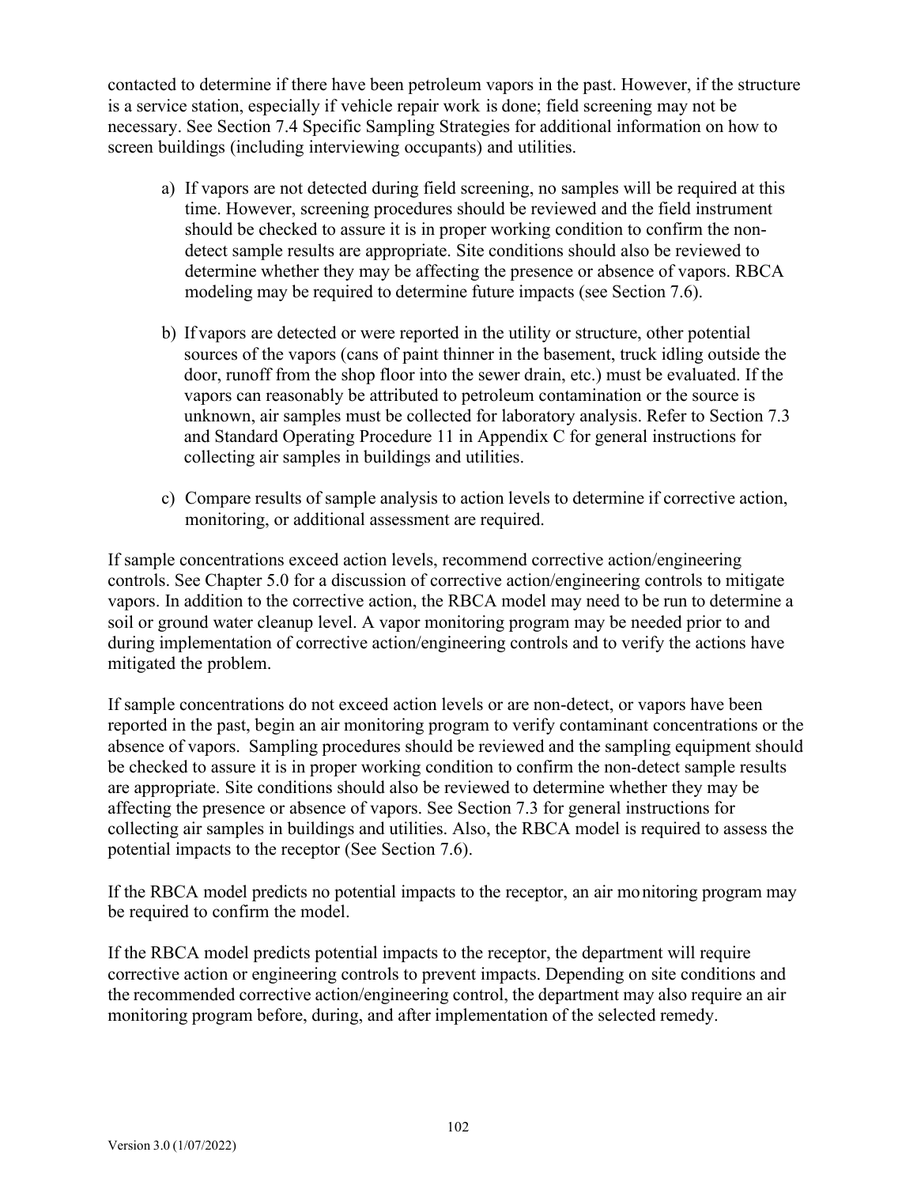contacted to determine if there have been petroleum vapors in the past. However, if the structure is a service station, especially if vehicle repair work is done; field screening may not be necessary. See Section 7.4 Specific Sampling Strategies for additional information on how to screen buildings (including interviewing occupants) and utilities.

a) If vapors are not detected during field screening, no samples will be required at this time. However, screening procedures should be reviewed and the field instrument should be checked to assure it is in proper working condition to confirm the non-detect sample results are appropriate. Site conditions should also be reviewed to determine whether they may be affecting the presence or absence of vapors. RBCA modeling may be required to determine future impacts (see Section 7.6).

b) If vapors are detected or were reported in the utility or structure, other potential sources of the vapors (cans of paint thinner in the basement, truck idling outside the door, runoff from the shop floor into the sewer drain, etc.) must be evaluated. If the vapors can reasonably be attributed to petroleum contamination or the source is unknown, air samples must be collected for laboratory analysis. Refer to Section 7.3 and Standard Operating Procedure 11 in Appendix C for general instructions for collecting air samples in buildings and utilities.

c) Compare results of sample analysis to action levels to determine if corrective action, monitoring, or additional assessment are required.

If sample concentrations exceed action levels, recommend corrective action/engineering controls. See Chapter 5.0 for a discussion of corrective action/engineering controls to mitigate vapors. In addition to the corrective action, the RBCA model may need to be run to determine a soil or ground water cleanup level. A vapor monitoring program may be needed prior to and during implementation of corrective action/engineering controls and to verify the actions have mitigated the problem.

If sample concentrations do not exceed action levels or are non-detect, or vapors have been reported in the past, begin an air monitoring program to verify contaminant concentrations or the absence of vapors. Sampling procedures should be reviewed and the sampling equipment should be checked to assure it is in proper working condition to confirm the non-detect sample results are appropriate. Site conditions should also be reviewed to determine whether they may be affecting the presence or absence of vapors. See Section 7.3 for general instructions for collecting air samples in buildings and utilities. Also, the RBCA model is required to assess the potential impacts to the receptor (See Section 7.6).

If the RBCA model predicts no potential impacts to the receptor, an air monitoring program may be required to confirm the model.

If the RBCA model predicts potential impacts to the receptor, the department will require corrective action or engineering controls to prevent impacts. Depending on site conditions and the recommended corrective action/engineering control, the department may also require an air monitoring program before, during, and after implementation of the selected remedy.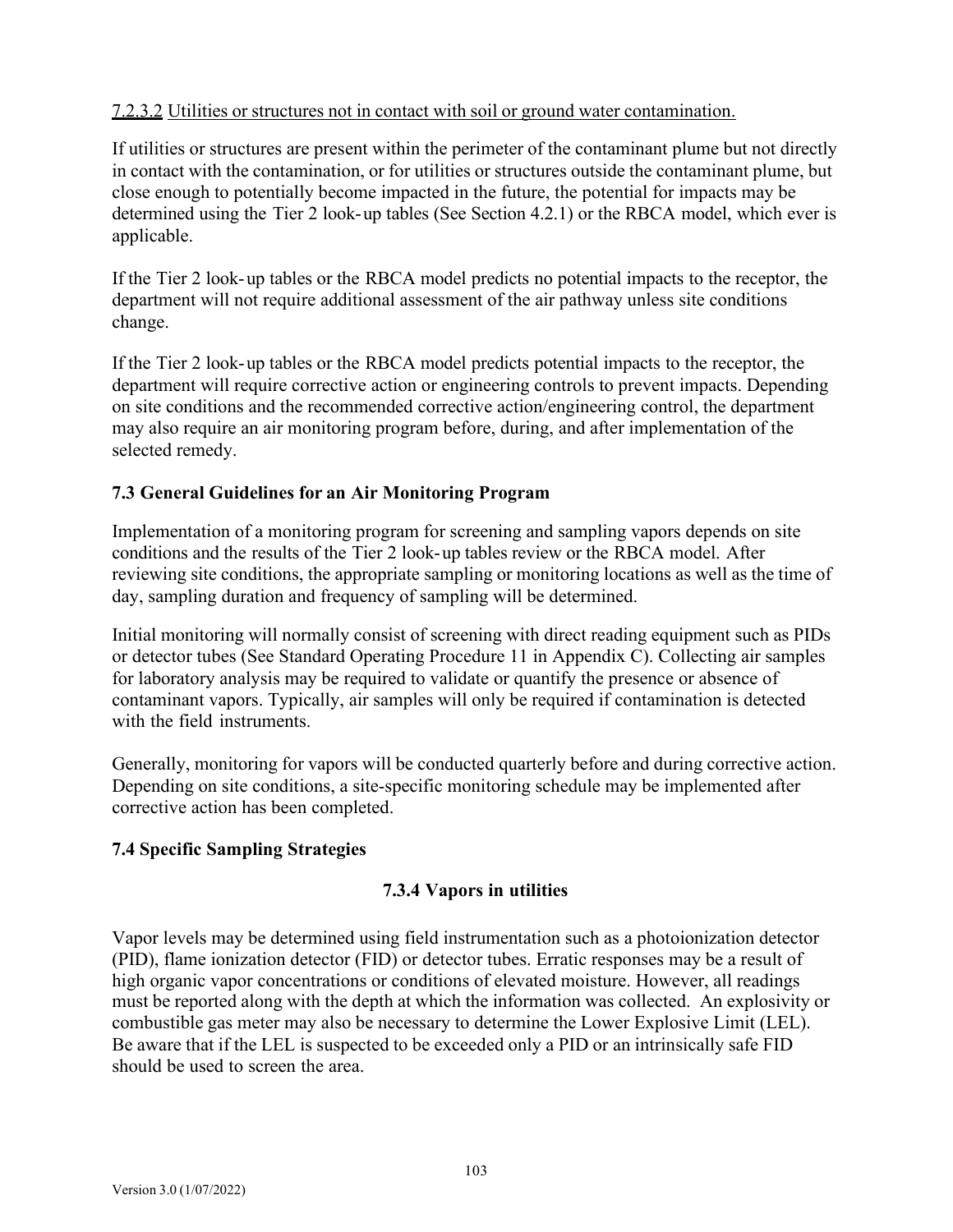7.2.3.2 Utilities or structures not in contact with soil or ground water contamination.

If utilities or structures are present within the perimeter of the contaminant plume but not directly in contact with the contamination, or for utilities or structures outside the contaminant plume, but close enough to potentially become impacted in the future, the potential for impacts may be determined using the Tier 2 look-up tables (See Section 4.2.1) or the RBCA model, which ever is applicable.

If the Tier 2 look-up tables or the RBCA model predicts no potential impacts to the receptor, the department will not require additional assessment of the air pathway unless site conditions change.

If the Tier 2 look-up tables or the RBCA model predicts potential impacts to the receptor, the department will require corrective action or engineering controls to prevent impacts. Depending on site conditions and the recommended corrective action/engineering control, the department may also require an air monitoring program before, during, and after implementation of the selected remedy.

### 7.3 General Guidelines for an Air Monitoring Program

Implementation of a monitoring program for screening and sampling vapors depends on site conditions and the results of the Tier 2 look-up tables review or the RBCA model. After reviewing site conditions, the appropriate sampling or monitoring locations as well as the time of day, sampling duration and frequency of sampling will be determined.

Initial monitoring will normally consist of screening with direct reading equipment such as PIDs or detector tubes (See Standard Operating Procedure 11 in Appendix C). Collecting air samples for laboratory analysis may be required to validate or quantify the presence or absence of contaminant vapors. Typically, air samples will only be required if contamination is detected with the field instruments.

Generally, monitoring for vapors will be conducted quarterly before and during corrective action. Depending on site conditions, a site-specific monitoring schedule may be implemented after corrective action has been completed.

### 7.4 Specific Sampling Strategies

#### 7.3.4 Vapors in utilities

Vapor levels may be determined using field instrumentation such as a photoionization detector (PID), flame ionization detector (FID) or detector tubes. Erratic responses may be a result of high organic vapor concentrations or conditions of elevated moisture. However, all readings must be reported along with the depth at which the information was collected. An explosivity or combustible gas meter may also be necessary to determine the Lower Explosive Limit (LEL). Be aware that if the LEL is suspected to be exceeded only a PID or an intrinsically safe FID should be used to screen the area.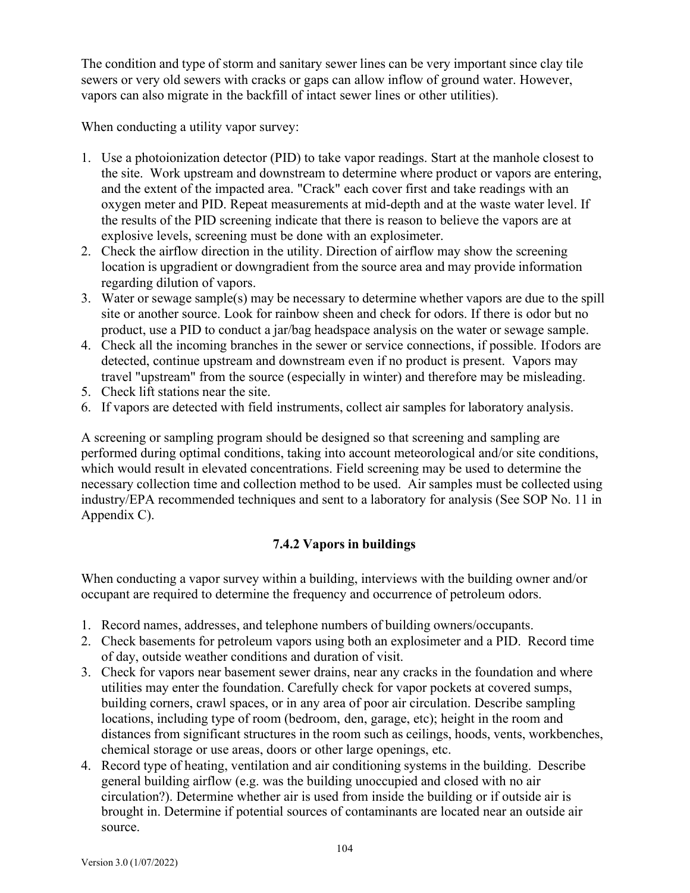The condition and type of storm and sanitary sewer lines can be very important since clay tile sewers or very old sewers with cracks or gaps can allow inflow of ground water. However, vapors can also migrate in the backfill of intact sewer lines or other utilities).

When conducting a utility vapor survey:

1. Use a photoionization detector (PID) to take vapor readings. Start at the manhole closest to the site. Work upstream and downstream to determine where product or vapors are entering, and the extent of the impacted area. "Crack" each cover first and take readings with an oxygen meter and PID. Repeat measurements at mid-depth and at the waste water level. If the results of the PID screening indicate that there is reason to believe the vapors are at explosive levels, screening must be done with an explosimeter.
2. Check the airflow direction in the utility. Direction of airflow may show the screening location is upgradient or downgradient from the source area and may provide information regarding dilution of vapors.
3. Water or sewage sample(s) may be necessary to determine whether vapors are due to the spill site or another source. Look for rainbow sheen and check for odors. If there is odor but no product, use a PID to conduct a jar/bag headspace analysis on the water or sewage sample.
4. Check all the incoming branches in the sewer or service connections, if possible. If odors are detected, continue upstream and downstream even if no product is present. Vapors may travel "upstream" from the source (especially in winter) and therefore may be misleading.
5. Check lift stations near the site.
6. If vapors are detected with field instruments, collect air samples for laboratory analysis.

A screening or sampling program should be designed so that screening and sampling are performed during optimal conditions, taking into account meteorological and/or site conditions, which would result in elevated concentrations. Field screening may be used to determine the necessary collection time and collection method to be used. Air samples must be collected using industry/EPA recommended techniques and sent to a laboratory for analysis (See SOP No. 11 in Appendix C).

### 7.4.2 Vapors in buildings

When conducting a vapor survey within a building, interviews with the building owner and/or occupant are required to determine the frequency and occurrence of petroleum odors.

1. Record names, addresses, and telephone numbers of building owners/occupants.
2. Check basements for petroleum vapors using both an explosimeter and a PID. Record time of day, outside weather conditions and duration of visit.
3. Check for vapors near basement sewer drains, near any cracks in the foundation and where utilities may enter the foundation. Carefully check for vapor pockets at covered sumps, building corners, crawl spaces, or in any area of poor air circulation. Describe sampling locations, including type of room (bedroom, den, garage, etc); height in the room and distances from significant structures in the room such as ceilings, hoods, vents, workbenches, chemical storage or use areas, doors or other large openings, etc.
4. Record type of heating, ventilation and air conditioning systems in the building. Describe general building airflow (e.g. was the building unoccupied and closed with no air circulation?). Determine whether air is used from inside the building or if outside air is brought in. Determine if potential sources of contaminants are located near an outside air source.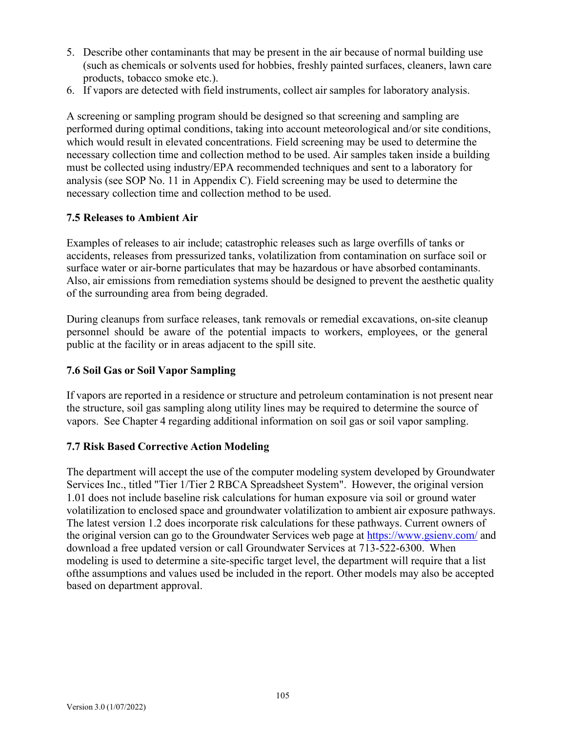5. Describe other contaminants that may be present in the air because of normal building use (such as chemicals or solvents used for hobbies, freshly painted surfaces, cleaners, lawn care products, tobacco smoke etc.).
6. If vapors are detected with field instruments, collect air samples for laboratory analysis.

A screening or sampling program should be designed so that screening and sampling are performed during optimal conditions, taking into account meteorological and/or site conditions, which would result in elevated concentrations. Field screening may be used to determine the necessary collection time and collection method to be used. Air samples taken inside a building must be collected using industry/EPA recommended techniques and sent to a laboratory for analysis (see SOP No. 11 in Appendix C). Field screening may be used to determine the necessary collection time and collection method to be used.

### 7.5 Releases to Ambient Air

Examples of releases to air include; catastrophic releases such as large overfills of tanks or accidents, releases from pressurized tanks, volatilization from contamination on surface soil or surface water or air-borne particulates that may be hazardous or have absorbed contaminants. Also, air emissions from remediation systems should be designed to prevent the aesthetic quality of the surrounding area from being degraded.

During cleanups from surface releases, tank removals or remedial excavations, on-site cleanup personnel should be aware of the potential impacts to workers, employees, or the general public at the facility or in areas adjacent to the spill site.

### 7.6 Soil Gas or Soil Vapor Sampling

If vapors are reported in a residence or structure and petroleum contamination is not present near the structure, soil gas sampling along utility lines may be required to determine the source of vapors. See Chapter 4 regarding additional information on soil gas or soil vapor sampling.

### 7.7 Risk Based Corrective Action Modeling

The department will accept the use of the computer modeling system developed by Groundwater Services Inc., titled "Tier 1/Tier 2 RBCA Spreadsheet System". However, the original version 1.01 does not include baseline risk calculations for human exposure via soil or ground water volatilization to enclosed space and groundwater volatilization to ambient air exposure pathways. The latest version 1.2 does incorporate risk calculations for these pathways. Current owners of the original version can go to the Groundwater Services web page at [https://www.gsienv.com/](https://www.gsienv.com/) and download a free updated version or call Groundwater Services at 713-522-6300. When modeling is used to determine a site-specific target level, the department will require that a list ofthe assumptions and values used be included in the report. Other models may also be accepted based on department approval.